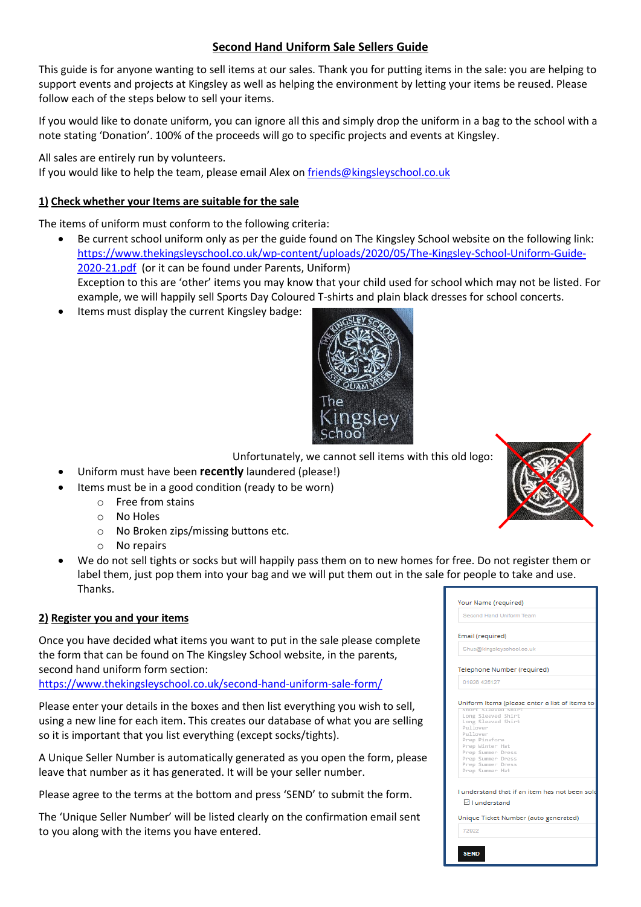# Second Hand Uniform Sale Sellers Guide

This guide is for anyone wanting to sell items at our sales. Thank you for putting items in the sale: you are helping to support events and projects at Kingsley as well as helping the environment by letting your items be reused. Please follow each of the steps below to sell your items.

If you would like to donate uniform, you can ignore all this and simply drop the uniform in a bag to the school with a note stating 'Donation'. 100% of the proceeds will go to specific projects and events at Kingsley.

All sales are entirely run by volunteers.
If you would like to help the team, please email Alex on friends@kingsleyschool.co.uk

## 1) Check whether your Items are suitable for the sale

The items of uniform must conform to the following criteria:

- Be current school uniform only as per the guide found on The Kingsley School website on the following link: https://www.thekingsleyschool.co.uk/wp-content/uploads/2020/05/The-Kingsley-School-Uniform-Guide-2020-21.pdf (or it can be found under Parents, Uniform)
  Exception to this are 'other' items you may know that your child used for school which may not be listed. For example, we will happily sell Sports Day Coloured T-shirts and plain black dresses for school concerts.
- Items must display the current Kingsley badge:

  Unfortunately, we cannot sell items with this old logo:
- Uniform must have been **recently** laundered (please!)
- Items must be in a good condition (ready to be worn)
  - Free from stains
  - No Holes
  - No Broken zips/missing buttons etc.
  - No repairs
- We do not sell tights or socks but will happily pass them on to new homes for free. Do not register them or label them, just pop them into your bag and we will put them out in the sale for people to take and use. Thanks.

## 2) Register you and your items

Once you have decided what items you want to put in the sale please complete the form that can be found on The Kingsley School website, in the parents, second hand uniform form section:
https://www.thekingsleyschool.co.uk/second-hand-uniform-sale-form/

Please enter your details in the boxes and then list everything you wish to sell, using a new line for each item. This creates our database of what you are selling so it is important that you list everything (except socks/tights).

A Unique Seller Number is automatically generated as you open the form, please leave that number as it has generated. It will be your seller number.

Please agree to the terms at the bottom and press 'SEND' to submit the form.

The 'Unique Seller Number' will be listed clearly on the confirmation email sent to you along with the items you have entered.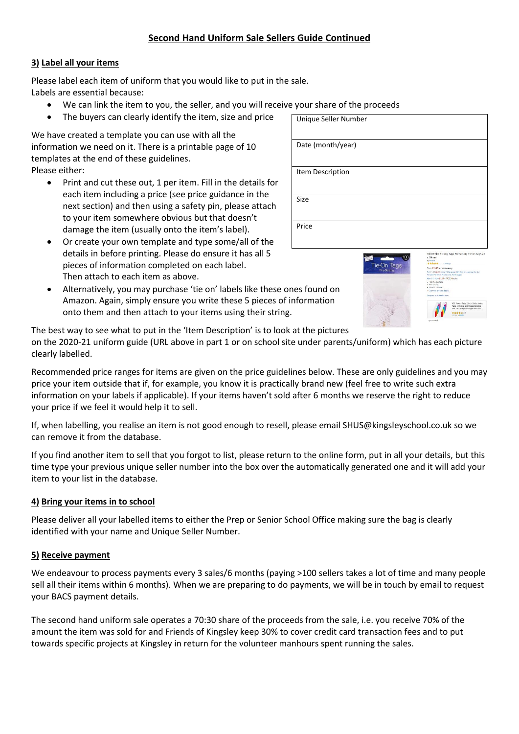## Second Hand Uniform Sale Sellers Guide Continued

### 3) Label all your items

Please label each item of uniform that you would like to put in the sale.
Labels are essential because:

- We can link the item to you, the seller, and you will receive your share of the proceeds
- The buyers can clearly identify the item, size and price

| Unique Seller Number |
| --- |
| Date (month/year) |
| Item Description |
| Size |
| Price |

We have created a template you can use with all the information we need on it. There is a printable page of 10 templates at the end of these guidelines.
Please either:

- Print and cut these out, 1 per item. Fill in the details for each item including a price (see price guidance in the next section) and then using a safety pin, please attach to your item somewhere obvious but that doesn't damage the item (usually onto the item's label).
- Or create your own template and type some/all of the details in before printing. Please do ensure it has all 5 pieces of information completed on each label. Then attach to each item as above.
- Alternatively, you may purchase 'tie on' labels like these ones found on Amazon. Again, simply ensure you write these 5 pieces of information onto them and then attach to your items using their string.

The best way to see what to put in the 'Item Description' is to look at the pictures on the 2020-21 uniform guide (URL above in part 1 or on school site under parents/uniform) which has each picture clearly labelled.

Recommended price ranges for items are given on the price guidelines below. These are only guidelines and you may price your item outside that if, for example, you know it is practically brand new (feel free to write such extra information on your labels if applicable). If your items haven't sold after 6 months we reserve the right to reduce your price if we feel it would help it to sell.

If, when labelling, you realise an item is not good enough to resell, please email SHUS@kingsleyschool.co.uk so we can remove it from the database.

If you find another item to sell that you forgot to list, please return to the online form, put in all your details, but this time type your previous unique seller number into the box over the automatically generated one and it will add your item to your list in the database.

### 4) Bring your items in to school

Please deliver all your labelled items to either the Prep or Senior School Office making sure the bag is clearly identified with your name and Unique Seller Number.

### 5) Receive payment

We endeavour to process payments every 3 sales/6 months (paying >100 sellers takes a lot of time and many people sell all their items within 6 months). When we are preparing to do payments, we will be in touch by email to request your BACS payment details.

The second hand uniform sale operates a 70:30 share of the proceeds from the sale, i.e. you receive 70% of the amount the item was sold for and Friends of Kingsley keep 30% to cover credit card transaction fees and to put towards specific projects at Kingsley in return for the volunteer manhours spent running the sales.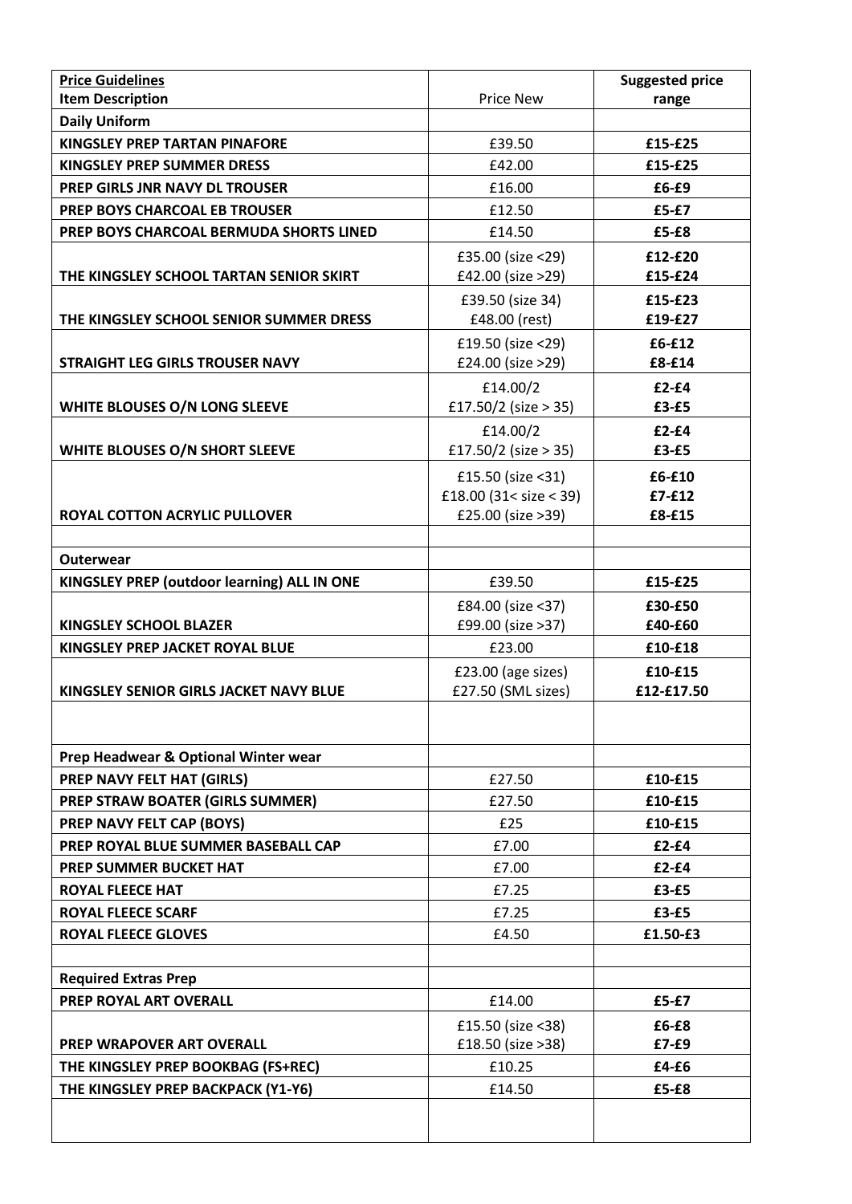| **Price Guidelines**<br>**Item Description** | Price New | **Suggested price range** |
| --- | --- | --- |
| **Daily Uniform** | | |
| **KINGSLEY PREP TARTAN PINAFORE** | £39.50 | **£15-£25** |
| **KINGSLEY PREP SUMMER DRESS** | £42.00 | **£15-£25** |
| **PREP GIRLS JNR NAVY DL TROUSER** | £16.00 | **£6-£9** |
| **PREP BOYS CHARCOAL EB TROUSER** | £12.50 | **£5-£7** |
| **PREP BOYS CHARCOAL BERMUDA SHORTS LINED** | £14.50 | **£5-£8** |
| **THE KINGSLEY SCHOOL TARTAN SENIOR SKIRT** | £35.00 (size <29)<br>£42.00 (size >29) | **£12-£20**<br>**£15-£24** |
| **THE KINGSLEY SCHOOL SENIOR SUMMER DRESS** | £39.50 (size 34)<br>£48.00 (rest) | **£15-£23**<br>**£19-£27** |
| **STRAIGHT LEG GIRLS TROUSER NAVY** | £19.50 (size <29)<br>£24.00 (size >29) | **£6-£12**<br>**£8-£14** |
| **WHITE BLOUSES O/N LONG SLEEVE** | £14.00/2<br>£17.50/2 (size > 35) | **£2-£4**<br>**£3-£5** |
| **WHITE BLOUSES O/N SHORT SLEEVE** | £14.00/2<br>£17.50/2 (size > 35) | **£2-£4**<br>**£3-£5** |
| **ROYAL COTTON ACRYLIC PULLOVER** | £15.50 (size <31)<br>£18.00 (31< size < 39)<br>£25.00 (size >39) | **£6-£10**<br>**£7-£12**<br>**£8-£15** |
| | | |
| **Outerwear** | | |
| **KINGSLEY PREP (outdoor learning) ALL IN ONE** | £39.50 | **£15-£25** |
| **KINGSLEY SCHOOL BLAZER** | £84.00 (size <37)<br>£99.00 (size >37) | **£30-£50**<br>**£40-£60** |
| **KINGSLEY PREP JACKET ROYAL BLUE** | £23.00 | **£10-£18** |
| **KINGSLEY SENIOR GIRLS JACKET NAVY BLUE** | £23.00 (age sizes)<br>£27.50 (SML sizes) | **£10-£15**<br>**£12-£17.50** |
| | | |
| **Prep Headwear & Optional Winter wear** | | |
| **PREP NAVY FELT HAT (GIRLS)** | £27.50 | **£10-£15** |
| **PREP STRAW BOATER (GIRLS SUMMER)** | £27.50 | **£10-£15** |
| **PREP NAVY FELT CAP (BOYS)** | £25 | **£10-£15** |
| **PREP ROYAL BLUE SUMMER BASEBALL CAP** | £7.00 | **£2-£4** |
| **PREP SUMMER BUCKET HAT** | £7.00 | **£2-£4** |
| **ROYAL FLEECE HAT** | £7.25 | **£3-£5** |
| **ROYAL FLEECE SCARF** | £7.25 | **£3-£5** |
| **ROYAL FLEECE GLOVES** | £4.50 | **£1.50-£3** |
| | | |
| **Required Extras Prep** | | |
| **PREP ROYAL ART OVERALL** | £14.00 | **£5-£7** |
| **PREP WRAPOVER ART OVERALL** | £15.50 (size <38)<br>£18.50 (size >38) | **£6-£8**<br>**£7-£9** |
| **THE KINGSLEY PREP BOOKBAG (FS+REC)** | £10.25 | **£4-£6** |
| **THE KINGSLEY PREP BACKPACK (Y1-Y6)** | £14.50 | **£5-£8** |
| | | |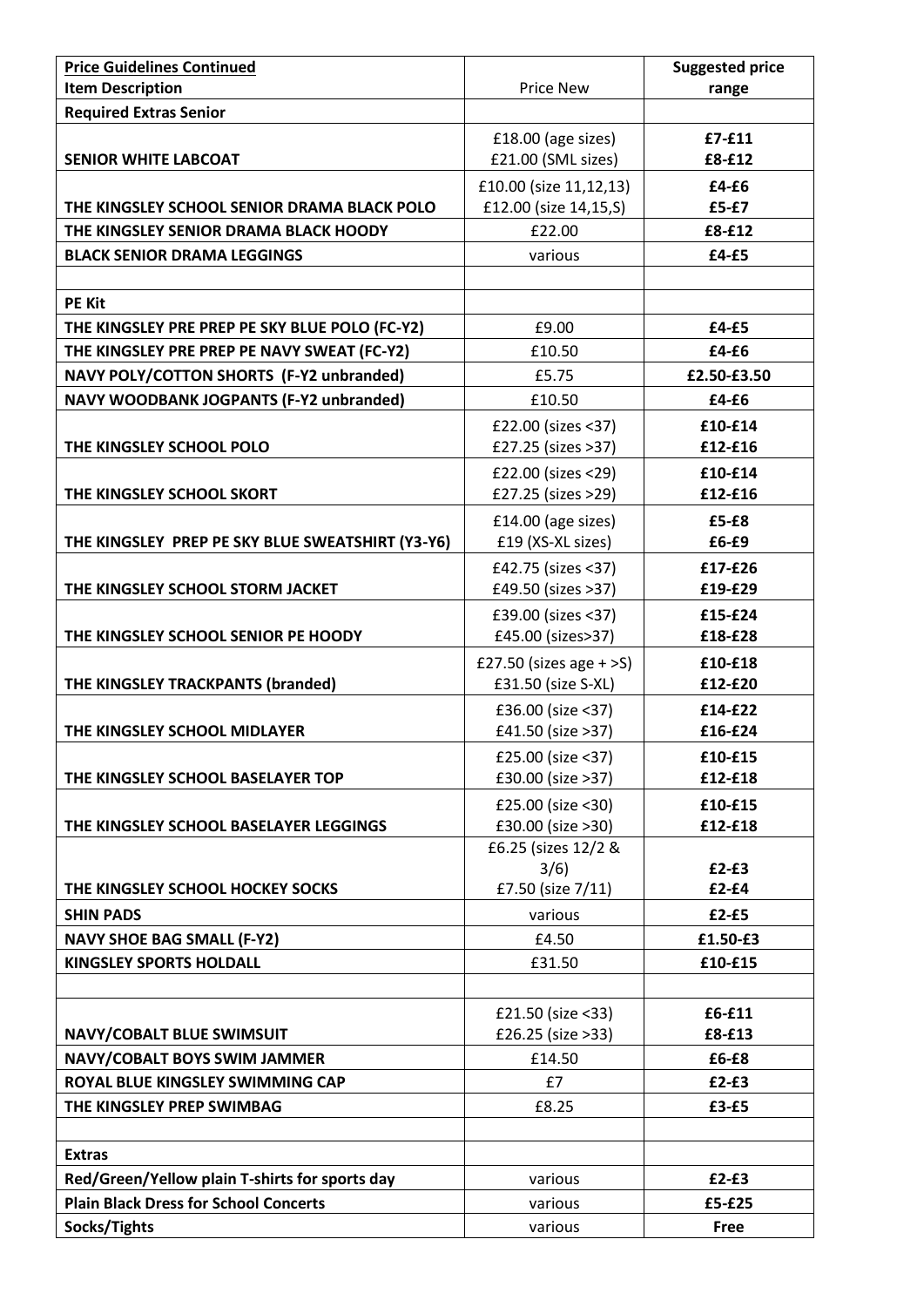| **Price Guidelines Continued** **Item Description** | Price New | **Suggested price range** |
|---|---|---|
| **Required Extras Senior** | | |
| **SENIOR WHITE LABCOAT** | £18.00 (age sizes) £21.00 (SML sizes) | **£7-£11** **£8-£12** |
| **THE KINGSLEY SCHOOL SENIOR DRAMA BLACK POLO** | £10.00 (size 11,12,13) £12.00 (size 14,15,S) | **£4-£6** **£5-£7** |
| **THE KINGSLEY SENIOR DRAMA BLACK HOODY** | £22.00 | **£8-£12** |
| **BLACK SENIOR DRAMA LEGGINGS** | various | **£4-£5** |
| | | |
| **PE Kit** | | |
| **THE KINGSLEY PRE PREP PE SKY BLUE POLO (FC-Y2)** | £9.00 | **£4-£5** |
| **THE KINGSLEY PRE PREP PE NAVY SWEAT (FC-Y2)** | £10.50 | **£4-£6** |
| **NAVY POLY/COTTON SHORTS (F-Y2 unbranded)** | £5.75 | **£2.50-£3.50** |
| **NAVY WOODBANK JOGPANTS (F-Y2 unbranded)** | £10.50 | **£4-£6** |
| **THE KINGSLEY SCHOOL POLO** | £22.00 (sizes <37) £27.25 (sizes >37) | **£10-£14** **£12-£16** |
| **THE KINGSLEY SCHOOL SKORT** | £22.00 (sizes <29) £27.25 (sizes >29) | **£10-£14** **£12-£16** |
| **THE KINGSLEY PREP PE SKY BLUE SWEATSHIRT (Y3-Y6)** | £14.00 (age sizes) £19 (XS-XL sizes) | **£5-£8** **£6-£9** |
| **THE KINGSLEY SCHOOL STORM JACKET** | £42.75 (sizes <37) £49.50 (sizes >37) | **£17-£26** **£19-£29** |
| **THE KINGSLEY SCHOOL SENIOR PE HOODY** | £39.00 (sizes <37) £45.00 (sizes>37) | **£15-£24** **£18-£28** |
| **THE KINGSLEY TRACKPANTS (branded)** | £27.50 (sizes age + >S) £31.50 (size S-XL) | **£10-£18** **£12-£20** |
| **THE KINGSLEY SCHOOL MIDLAYER** | £36.00 (size <37) £41.50 (size >37) | **£14-£22** **£16-£24** |
| **THE KINGSLEY SCHOOL BASELAYER TOP** | £25.00 (size <37) £30.00 (size >37) | **£10-£15** **£12-£18** |
| **THE KINGSLEY SCHOOL BASELAYER LEGGINGS** | £25.00 (size <30) £30.00 (size >30) | **£10-£15** **£12-£18** |
| **THE KINGSLEY SCHOOL HOCKEY SOCKS** | £6.25 (sizes 12/2 & 3/6) £7.50 (size 7/11) | **£2-£3** **£2-£4** |
| **SHIN PADS** | various | **£2-£5** |
| **NAVY SHOE BAG SMALL (F-Y2)** | £4.50 | **£1.50-£3** |
| **KINGSLEY SPORTS HOLDALL** | £31.50 | **£10-£15** |
| | | |
| **NAVY/COBALT BLUE SWIMSUIT** | £21.50 (size <33) £26.25 (size >33) | **£6-£11** **£8-£13** |
| **NAVY/COBALT BOYS SWIM JAMMER** | £14.50 | **£6-£8** |
| **ROYAL BLUE KINGSLEY SWIMMING CAP** | £7 | **£2-£3** |
| **THE KINGSLEY PREP SWIMBAG** | £8.25 | **£3-£5** |
| | | |
| **Extras** | | |
| **Red/Green/Yellow plain T-shirts for sports day** | various | **£2-£3** |
| **Plain Black Dress for School Concerts** | various | **£5-£25** |
| **Socks/Tights** | various | **Free** |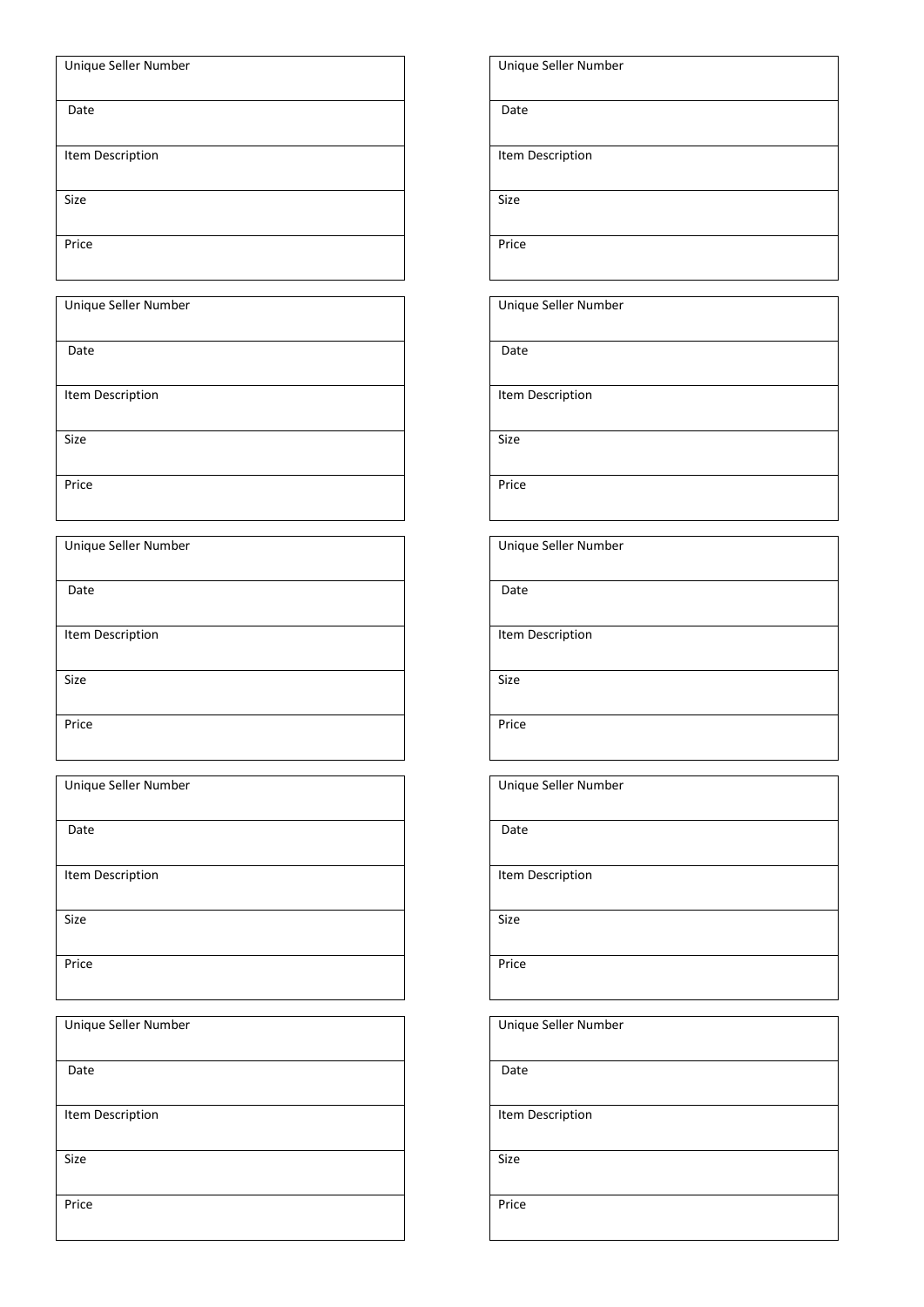| |
|---|
| Unique Seller Number |
| Date |
| Item Description |
| Size |
| Price |

| |
|---|
| Unique Seller Number |
| Date |
| Item Description |
| Size |
| Price |

| |
|---|
| Unique Seller Number |
| Date |
| Item Description |
| Size |
| Price |

| |
|---|
| Unique Seller Number |
| Date |
| Item Description |
| Size |
| Price |

| |
|---|
| Unique Seller Number |
| Date |
| Item Description |
| Size |
| Price |

| |
|---|
| Unique Seller Number |
| Date |
| Item Description |
| Size |
| Price |

| |
|---|
| Unique Seller Number |
| Date |
| Item Description |
| Size |
| Price |

| |
|---|
| Unique Seller Number |
| Date |
| Item Description |
| Size |
| Price |

| |
|---|
| Unique Seller Number |
| Date |
| Item Description |
| Size |
| Price |

| |
|---|
| Unique Seller Number |
| Date |
| Item Description |
| Size |
| Price |